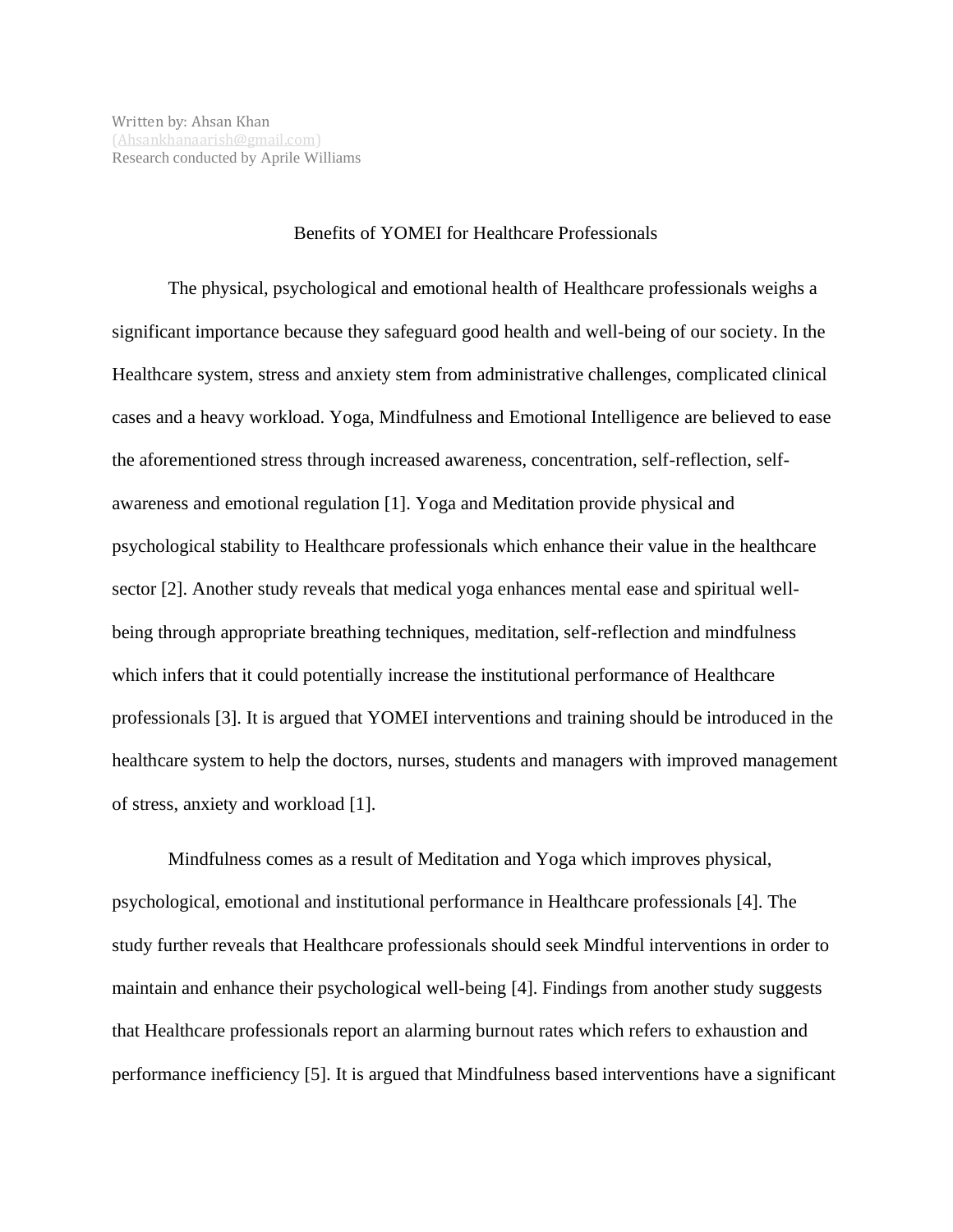Written by: Ahsan Khan
(Ahsankhanaarish@gmail.com)
Research conducted by Aprile Williams

# Benefits of YOMEI for Healthcare Professionals

The physical, psychological and emotional health of Healthcare professionals weighs a significant importance because they safeguard good health and well-being of our society. In the Healthcare system, stress and anxiety stem from administrative challenges, complicated clinical cases and a heavy workload. Yoga, Mindfulness and Emotional Intelligence are believed to ease the aforementioned stress through increased awareness, concentration, self-reflection, self-awareness and emotional regulation [1]. Yoga and Meditation provide physical and psychological stability to Healthcare professionals which enhance their value in the healthcare sector [2]. Another study reveals that medical yoga enhances mental ease and spiritual well-being through appropriate breathing techniques, meditation, self-reflection and mindfulness which infers that it could potentially increase the institutional performance of Healthcare professionals [3]. It is argued that YOMEI interventions and training should be introduced in the healthcare system to help the doctors, nurses, students and managers with improved management of stress, anxiety and workload [1].

Mindfulness comes as a result of Meditation and Yoga which improves physical, psychological, emotional and institutional performance in Healthcare professionals [4]. The study further reveals that Healthcare professionals should seek Mindful interventions in order to maintain and enhance their psychological well-being [4]. Findings from another study suggests that Healthcare professionals report an alarming burnout rates which refers to exhaustion and performance inefficiency [5]. It is argued that Mindfulness based interventions have a significant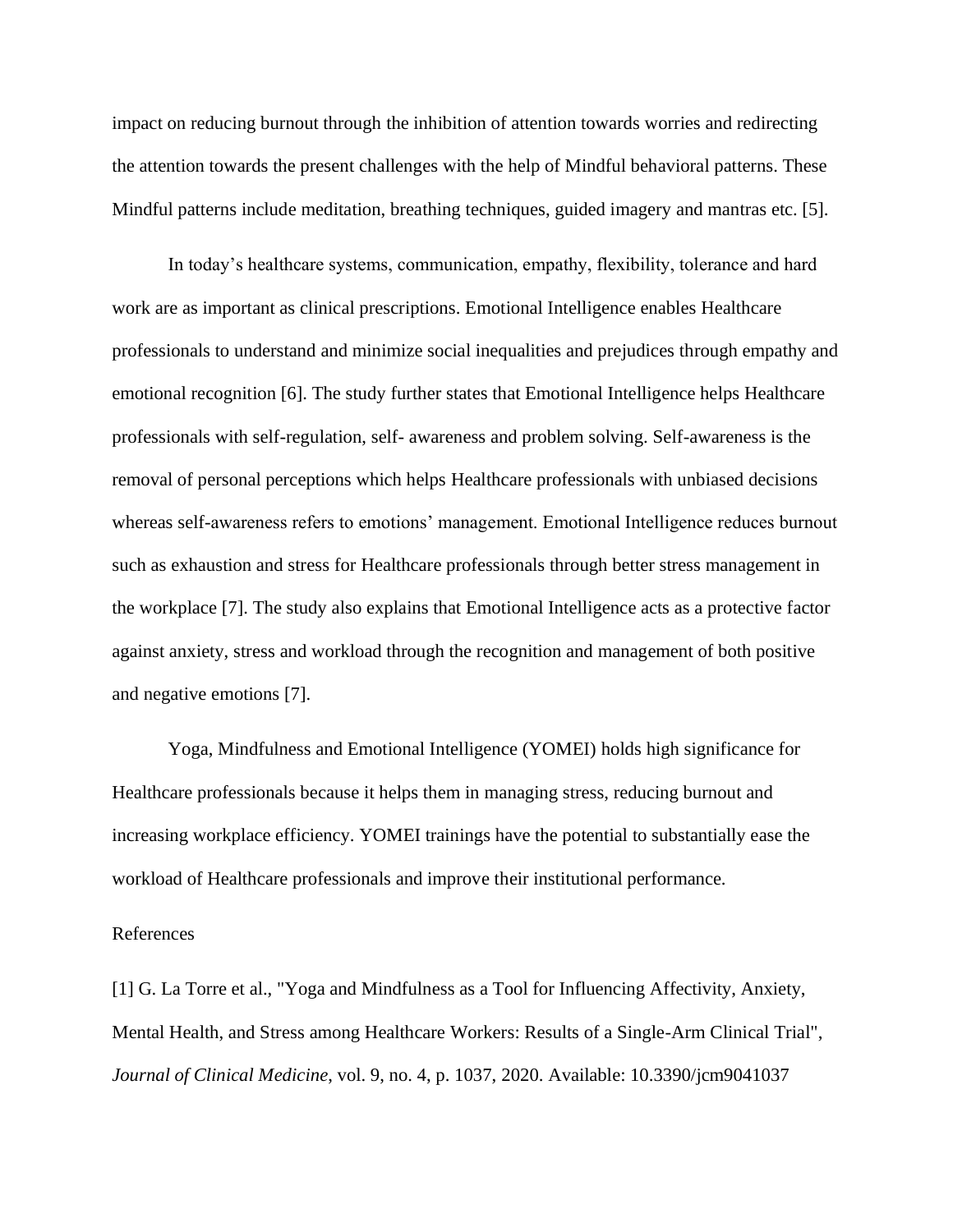impact on reducing burnout through the inhibition of attention towards worries and redirecting the attention towards the present challenges with the help of Mindful behavioral patterns. These Mindful patterns include meditation, breathing techniques, guided imagery and mantras etc. [5].

In today's healthcare systems, communication, empathy, flexibility, tolerance and hard work are as important as clinical prescriptions. Emotional Intelligence enables Healthcare professionals to understand and minimize social inequalities and prejudices through empathy and emotional recognition [6]. The study further states that Emotional Intelligence helps Healthcare professionals with self-regulation, self- awareness and problem solving. Self-awareness is the removal of personal perceptions which helps Healthcare professionals with unbiased decisions whereas self-awareness refers to emotions' management. Emotional Intelligence reduces burnout such as exhaustion and stress for Healthcare professionals through better stress management in the workplace [7]. The study also explains that Emotional Intelligence acts as a protective factor against anxiety, stress and workload through the recognition and management of both positive and negative emotions [7].

Yoga, Mindfulness and Emotional Intelligence (YOMEI) holds high significance for Healthcare professionals because it helps them in managing stress, reducing burnout and increasing workplace efficiency. YOMEI trainings have the potential to substantially ease the workload of Healthcare professionals and improve their institutional performance.

References

[1] G. La Torre et al., "Yoga and Mindfulness as a Tool for Influencing Affectivity, Anxiety, Mental Health, and Stress among Healthcare Workers: Results of a Single-Arm Clinical Trial", *Journal of Clinical Medicine*, vol. 9, no. 4, p. 1037, 2020. Available: 10.3390/jcm9041037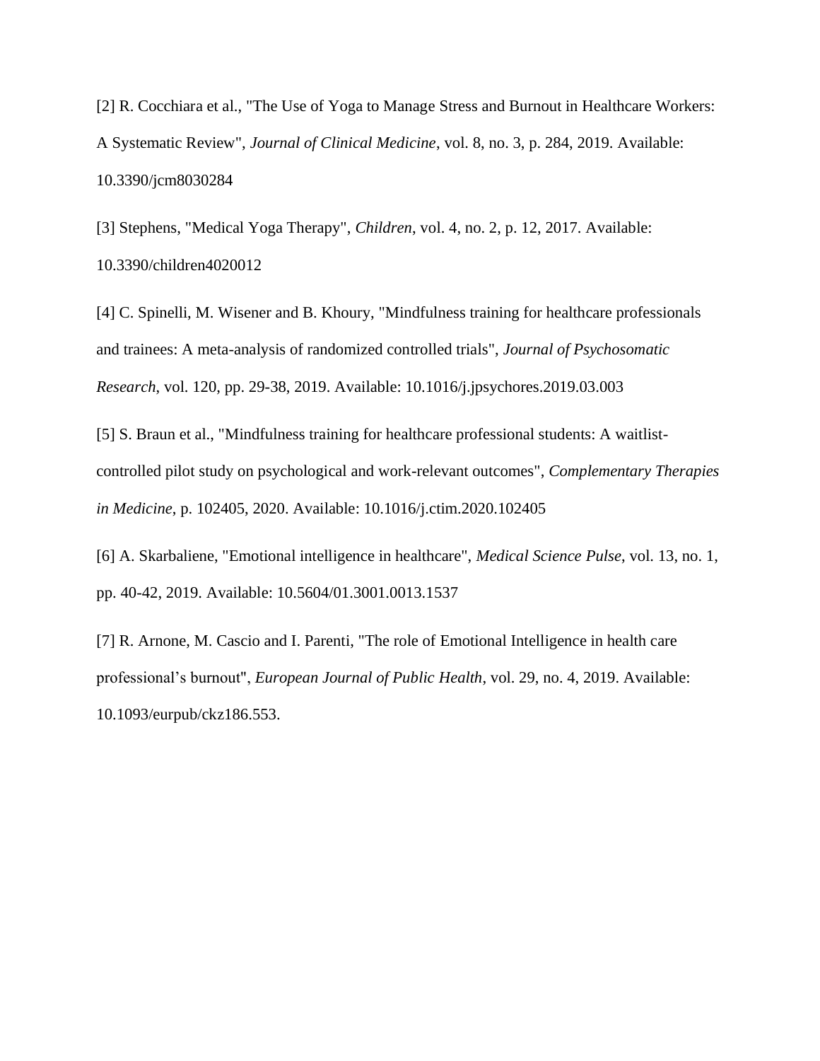[2] R. Cocchiara et al., "The Use of Yoga to Manage Stress and Burnout in Healthcare Workers: A Systematic Review", *Journal of Clinical Medicine*, vol. 8, no. 3, p. 284, 2019. Available: 10.3390/jcm8030284

[3] Stephens, "Medical Yoga Therapy", *Children*, vol. 4, no. 2, p. 12, 2017. Available: 10.3390/children4020012

[4] C. Spinelli, M. Wisener and B. Khoury, "Mindfulness training for healthcare professionals and trainees: A meta-analysis of randomized controlled trials", *Journal of Psychosomatic Research*, vol. 120, pp. 29-38, 2019. Available: 10.1016/j.jpsychores.2019.03.003

[5] S. Braun et al., "Mindfulness training for healthcare professional students: A waitlist-controlled pilot study on psychological and work-relevant outcomes", *Complementary Therapies in Medicine*, p. 102405, 2020. Available: 10.1016/j.ctim.2020.102405

[6] A. Skarbaliene, "Emotional intelligence in healthcare", *Medical Science Pulse*, vol. 13, no. 1, pp. 40-42, 2019. Available: 10.5604/01.3001.0013.1537

[7] R. Arnone, M. Cascio and I. Parenti, "The role of Emotional Intelligence in health care professional's burnout", *European Journal of Public Health*, vol. 29, no. 4, 2019. Available: 10.1093/eurpub/ckz186.553.